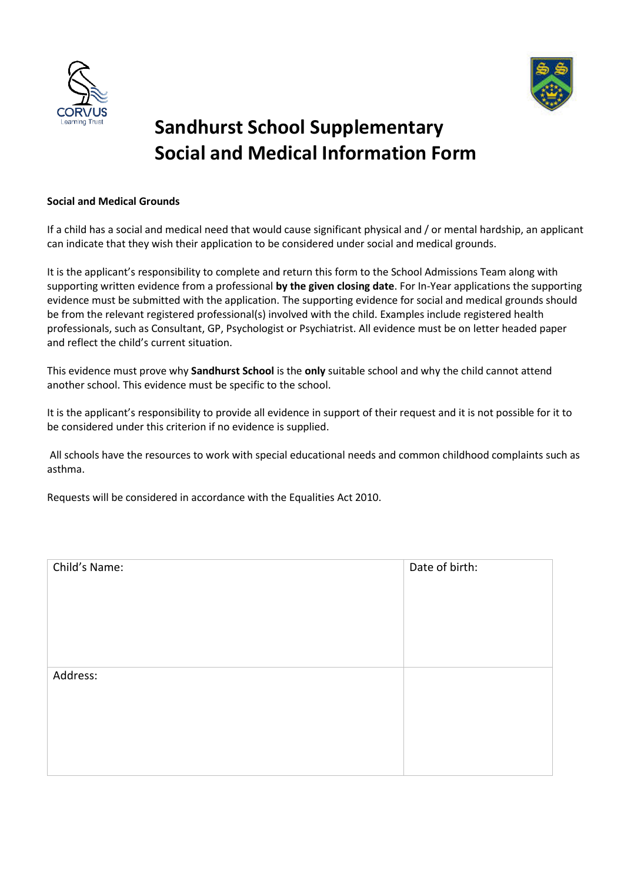# Sandhurst School Supplementary Social and Medical Information Form

**Social and Medical Grounds**

If a child has a social and medical need that would cause significant physical and / or mental hardship, an applicant can indicate that they wish their application to be considered under social and medical grounds.

It is the applicant's responsibility to complete and return this form to the School Admissions Team along with supporting written evidence from a professional **by the given closing date**. For In-Year applications the supporting evidence must be submitted with the application. The supporting evidence for social and medical grounds should be from the relevant registered professional(s) involved with the child. Examples include registered health professionals, such as Consultant, GP, Psychologist or Psychiatrist. All evidence must be on letter headed paper and reflect the child's current situation.

This evidence must prove why **Sandhurst School** is the **only** suitable school and why the child cannot attend another school. This evidence must be specific to the school.

It is the applicant's responsibility to provide all evidence in support of their request and it is not possible for it to be considered under this criterion if no evidence is supplied.

All schools have the resources to work with special educational needs and common childhood complaints such as asthma.

Requests will be considered in accordance with the Equalities Act 2010.

| Child's Name: | Date of birth: |
|---|---|
| Address: | |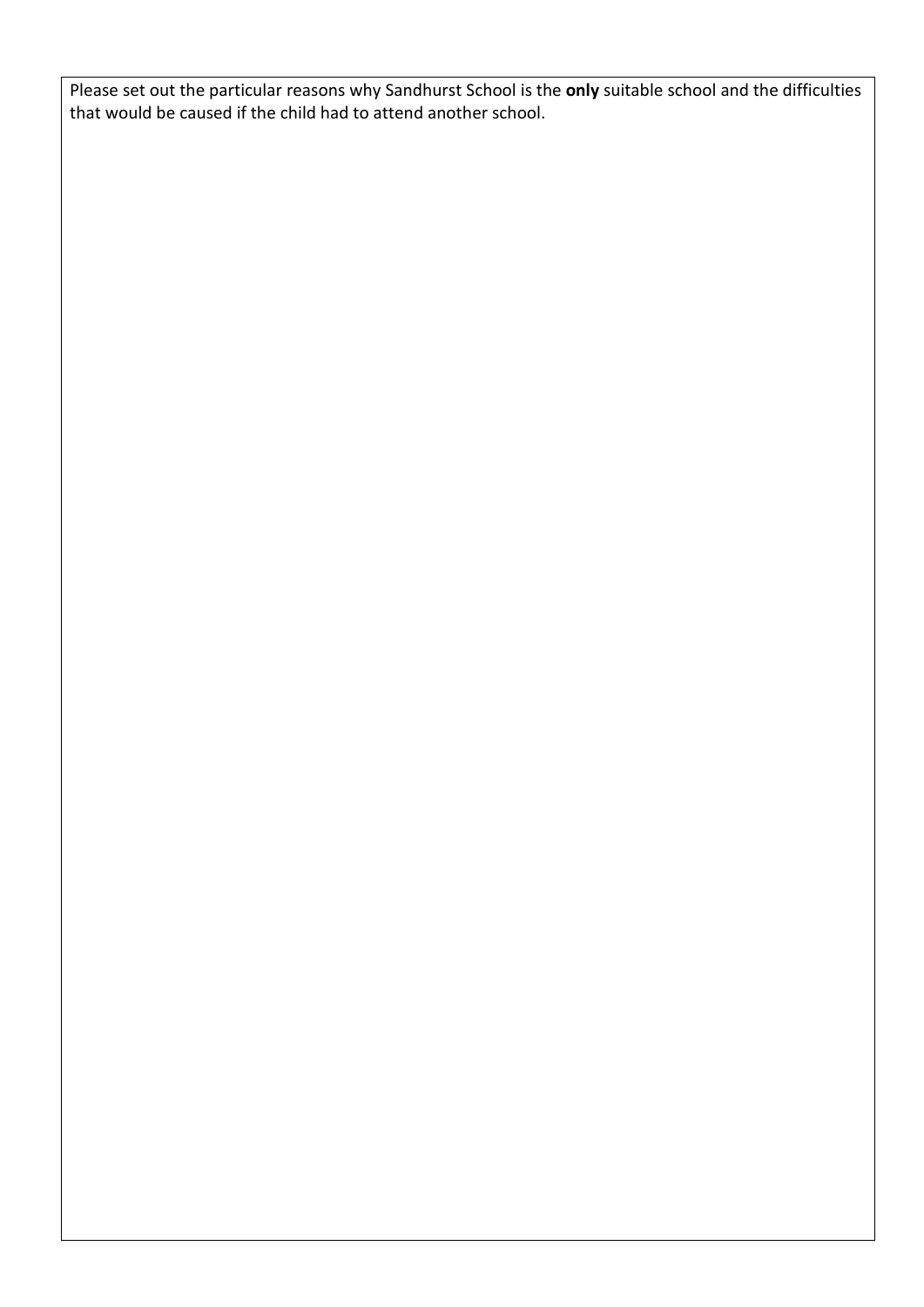Please set out the particular reasons why Sandhurst School is the **only** suitable school and the difficulties that would be caused if the child had to attend another school.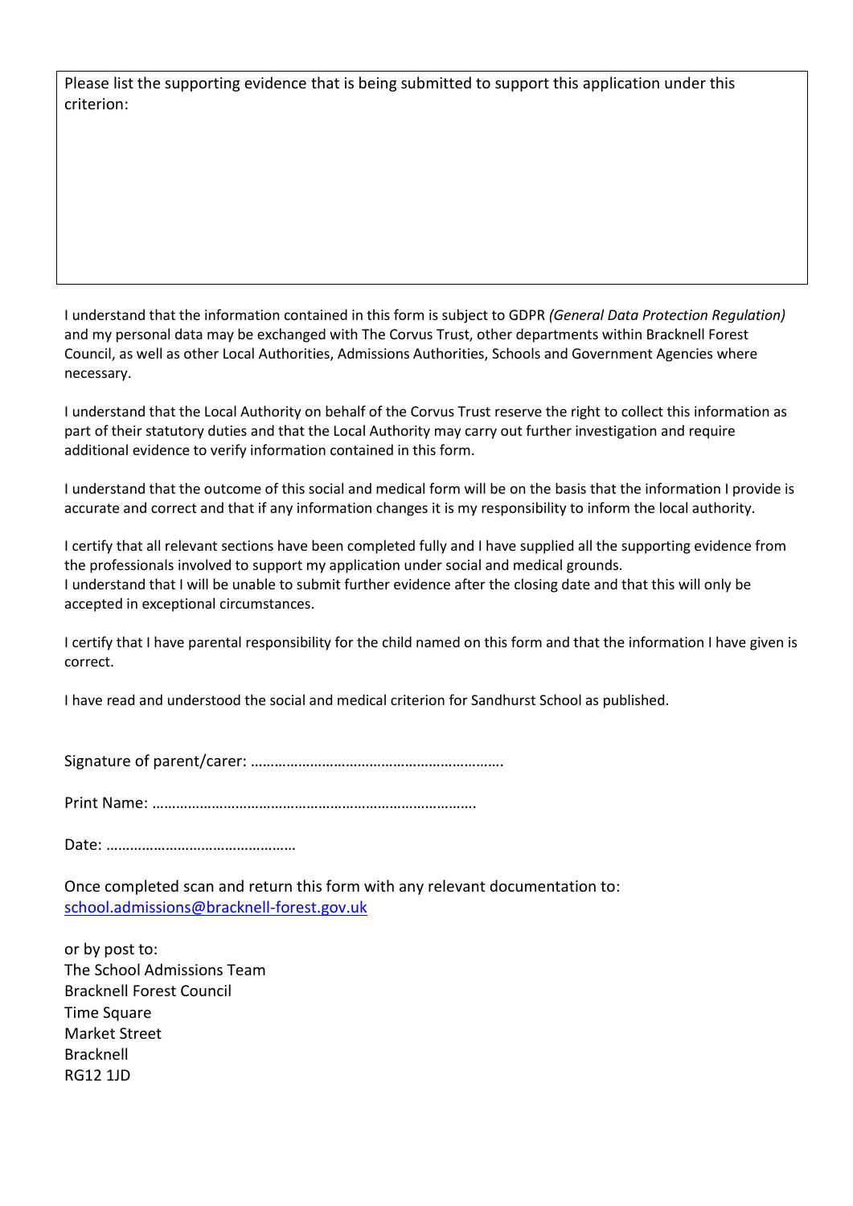| Please list the supporting evidence that is being submitted to support this application under this criterion: |
| --- |
| |

I understand that the information contained in this form is subject to GDPR *(General Data Protection Regulation)* and my personal data may be exchanged with The Corvus Trust, other departments within Bracknell Forest Council, as well as other Local Authorities, Admissions Authorities, Schools and Government Agencies where necessary.

I understand that the Local Authority on behalf of the Corvus Trust reserve the right to collect this information as part of their statutory duties and that the Local Authority may carry out further investigation and require additional evidence to verify information contained in this form.

I understand that the outcome of this social and medical form will be on the basis that the information I provide is accurate and correct and that if any information changes it is my responsibility to inform the local authority.

I certify that all relevant sections have been completed fully and I have supplied all the supporting evidence from the professionals involved to support my application under social and medical grounds.
I understand that I will be unable to submit further evidence after the closing date and that this will only be accepted in exceptional circumstances.

I certify that I have parental responsibility for the child named on this form and that the information I have given is correct.

I have read and understood the social and medical criterion for Sandhurst School as published.

Signature of parent/carer: ……………………………………………………….

Print Name: ………………………………………………………………………….

Date: …………………………………………

Once completed scan and return this form with any relevant documentation to:
school.admissions@bracknell-forest.gov.uk

or by post to:
The School Admissions Team
Bracknell Forest Council
Time Square
Market Street
Bracknell
RG12 1JD